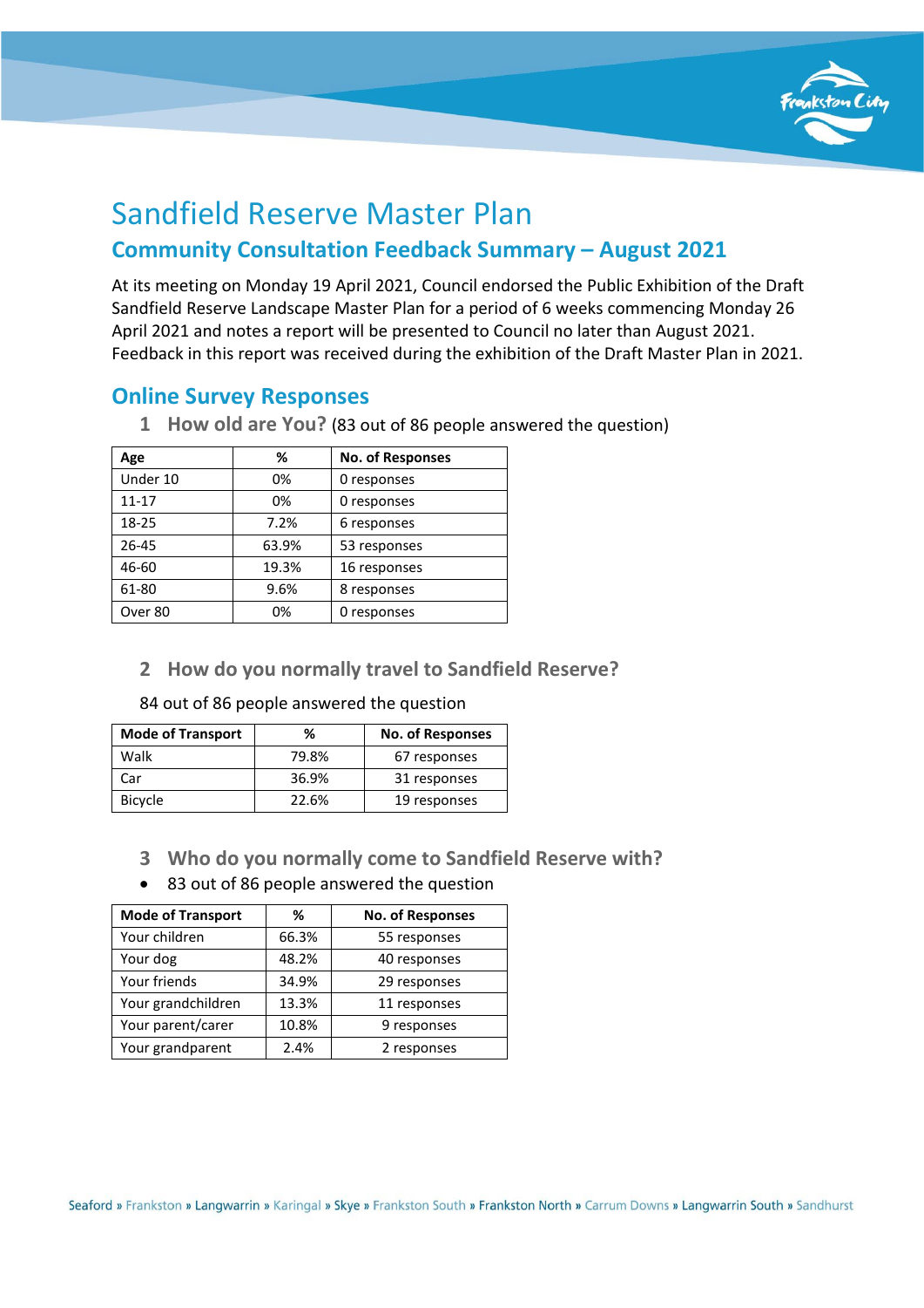# Sandfield Reserve Master Plan

## Community Consultation Feedback Summary – August 2021

At its meeting on Monday 19 April 2021, Council endorsed the Public Exhibition of the Draft Sandfield Reserve Landscape Master Plan for a period of 6 weeks commencing Monday 26 April 2021 and notes a report will be presented to Council no later than August 2021. Feedback in this report was received during the exhibition of the Draft Master Plan in 2021.

## Online Survey Responses

### 1 How old are You? (83 out of 86 people answered the question)

| Age | % | No. of Responses |
|---|---|---|
| Under 10 | 0% | 0 responses |
| 11-17 | 0% | 0 responses |
| 18-25 | 7.2% | 6 responses |
| 26-45 | 63.9% | 53 responses |
| 46-60 | 19.3% | 16 responses |
| 61-80 | 9.6% | 8 responses |
| Over 80 | 0% | 0 responses |

### 2 How do you normally travel to Sandfield Reserve?

84 out of 86 people answered the question

| Mode of Transport | % | No. of Responses |
|---|---|---|
| Walk | 79.8% | 67 responses |
| Car | 36.9% | 31 responses |
| Bicycle | 22.6% | 19 responses |

### 3 Who do you normally come to Sandfield Reserve with?

- 83 out of 86 people answered the question

| Mode of Transport | % | No. of Responses |
|---|---|---|
| Your children | 66.3% | 55 responses |
| Your dog | 48.2% | 40 responses |
| Your friends | 34.9% | 29 responses |
| Your grandchildren | 13.3% | 11 responses |
| Your parent/carer | 10.8% | 9 responses |
| Your grandparent | 2.4% | 2 responses |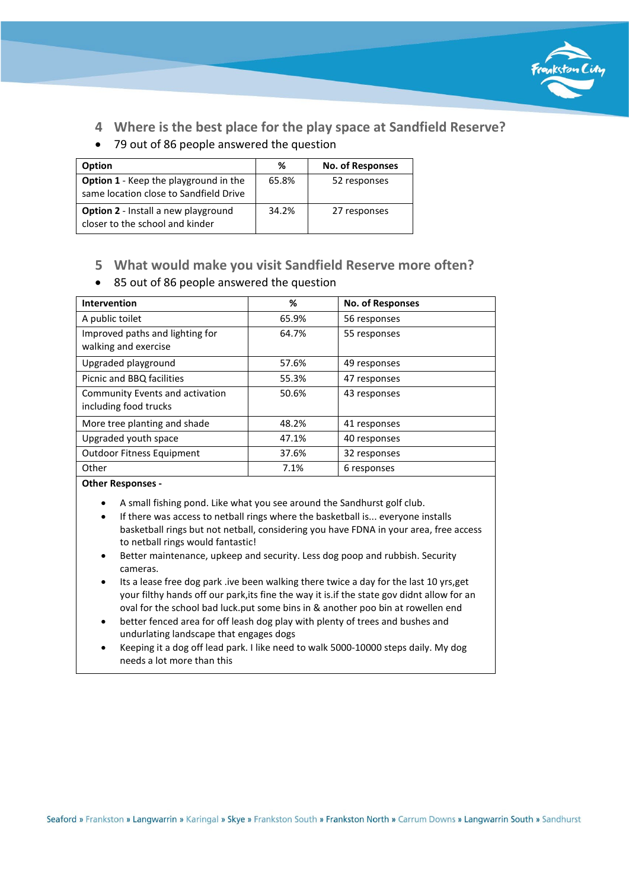## 4 Where is the best place for the play space at Sandfield Reserve?

- 79 out of 86 people answered the question

| Option | % | No. of Responses |
|---|---|---|
| **Option 1** - Keep the playground in the same location close to Sandfield Drive | 65.8% | 52 responses |
| **Option 2** - Install a new playground closer to the school and kinder | 34.2% | 27 responses |

## 5 What would make you visit Sandfield Reserve more often?

- 85 out of 86 people answered the question

| Intervention | % | No. of Responses |
|---|---|---|
| A public toilet | 65.9% | 56 responses |
| Improved paths and lighting for walking and exercise | 64.7% | 55 responses |
| Upgraded playground | 57.6% | 49 responses |
| Picnic and BBQ facilities | 55.3% | 47 responses |
| Community Events and activation including food trucks | 50.6% | 43 responses |
| More tree planting and shade | 48.2% | 41 responses |
| Upgraded youth space | 47.1% | 40 responses |
| Outdoor Fitness Equipment | 37.6% | 32 responses |
| Other | 7.1% | 6 responses |

**Other Responses -**

- A small fishing pond. Like what you see around the Sandhurst golf club.
- If there was access to netball rings where the basketball is... everyone installs basketball rings but not netball, considering you have FDNA in your area, free access to netball rings would fantastic!
- Better maintenance, upkeep and security. Less dog poop and rubbish. Security cameras.
- Its a lease free dog park .ive been walking there twice a day for the last 10 yrs,get your filthy hands off our park,its fine the way it is.if the state gov didnt allow for an oval for the school bad luck.put some bins in & another poo bin at rowellen end
- better fenced area for off leash dog play with plenty of trees and bushes and undurlating landscape that engages dogs
- Keeping it a dog off lead park. I like need to walk 5000-10000 steps daily. My dog needs a lot more than this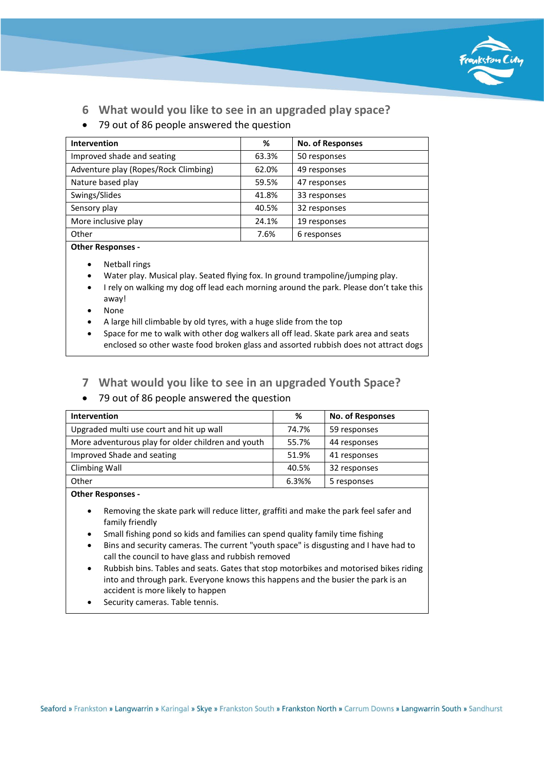## 6 What would you like to see in an upgraded play space?

- 79 out of 86 people answered the question

| Intervention | % | No. of Responses |
|---|---|---|
| Improved shade and seating | 63.3% | 50 responses |
| Adventure play (Ropes/Rock Climbing) | 62.0% | 49 responses |
| Nature based play | 59.5% | 47 responses |
| Swings/Slides | 41.8% | 33 responses |
| Sensory play | 40.5% | 32 responses |
| More inclusive play | 24.1% | 19 responses |
| Other | 7.6% | 6 responses |

**Other Responses -**

- Netball rings
- Water play. Musical play. Seated flying fox. In ground trampoline/jumping play.
- I rely on walking my dog off lead each morning around the park. Please don't take this away!
- None
- A large hill climbable by old tyres, with a huge slide from the top
- Space for me to walk with other dog walkers all off lead. Skate park area and seats enclosed so other waste food broken glass and assorted rubbish does not attract dogs

## 7 What would you like to see in an upgraded Youth Space?

- 79 out of 86 people answered the question

| Intervention | % | No. of Responses |
|---|---|---|
| Upgraded multi use court and hit up wall | 74.7% | 59 responses |
| More adventurous play for older children and youth | 55.7% | 44 responses |
| Improved Shade and seating | 51.9% | 41 responses |
| Climbing Wall | 40.5% | 32 responses |
| Other | 6.3%% | 5 responses |

**Other Responses -**

- Removing the skate park will reduce litter, graffiti and make the park feel safer and family friendly
- Small fishing pond so kids and families can spend quality family time fishing
- Bins and security cameras. The current "youth space" is disgusting and I have had to call the council to have glass and rubbish removed
- Rubbish bins. Tables and seats. Gates that stop motorbikes and motorised bikes riding into and through park. Everyone knows this happens and the busier the park is an accident is more likely to happen
- Security cameras. Table tennis.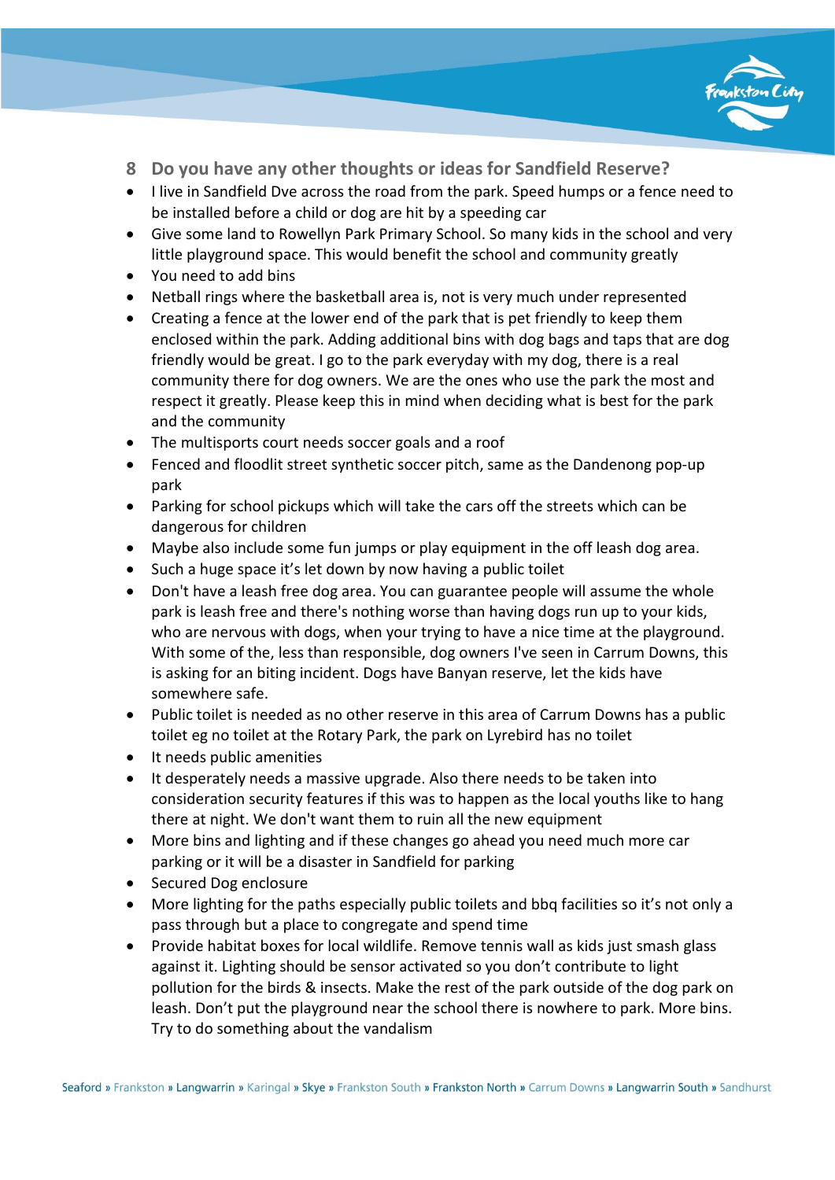## 8 Do you have any other thoughts or ideas for Sandfield Reserve?

- I live in Sandfield Dve across the road from the park. Speed humps or a fence need to be installed before a child or dog are hit by a speeding car
- Give some land to Rowellyn Park Primary School. So many kids in the school and very little playground space. This would benefit the school and community greatly
- You need to add bins
- Netball rings where the basketball area is, not is very much under represented
- Creating a fence at the lower end of the park that is pet friendly to keep them enclosed within the park. Adding additional bins with dog bags and taps that are dog friendly would be great. I go to the park everyday with my dog, there is a real community there for dog owners. We are the ones who use the park the most and respect it greatly. Please keep this in mind when deciding what is best for the park and the community
- The multisports court needs soccer goals and a roof
- Fenced and floodlit street synthetic soccer pitch, same as the Dandenong pop-up park
- Parking for school pickups which will take the cars off the streets which can be dangerous for children
- Maybe also include some fun jumps or play equipment in the off leash dog area.
- Such a huge space it's let down by now having a public toilet
- Don't have a leash free dog area. You can guarantee people will assume the whole park is leash free and there's nothing worse than having dogs run up to your kids, who are nervous with dogs, when your trying to have a nice time at the playground. With some of the, less than responsible, dog owners I've seen in Carrum Downs, this is asking for an biting incident. Dogs have Banyan reserve, let the kids have somewhere safe.
- Public toilet is needed as no other reserve in this area of Carrum Downs has a public toilet eg no toilet at the Rotary Park, the park on Lyrebird has no toilet
- It needs public amenities
- It desperately needs a massive upgrade. Also there needs to be taken into consideration security features if this was to happen as the local youths like to hang there at night. We don't want them to ruin all the new equipment
- More bins and lighting and if these changes go ahead you need much more car parking or it will be a disaster in Sandfield for parking
- Secured Dog enclosure
- More lighting for the paths especially public toilets and bbq facilities so it's not only a pass through but a place to congregate and spend time
- Provide habitat boxes for local wildlife. Remove tennis wall as kids just smash glass against it. Lighting should be sensor activated so you don't contribute to light pollution for the birds & insects. Make the rest of the park outside of the dog park on leash. Don't put the playground near the school there is nowhere to park. More bins. Try to do something about the vandalism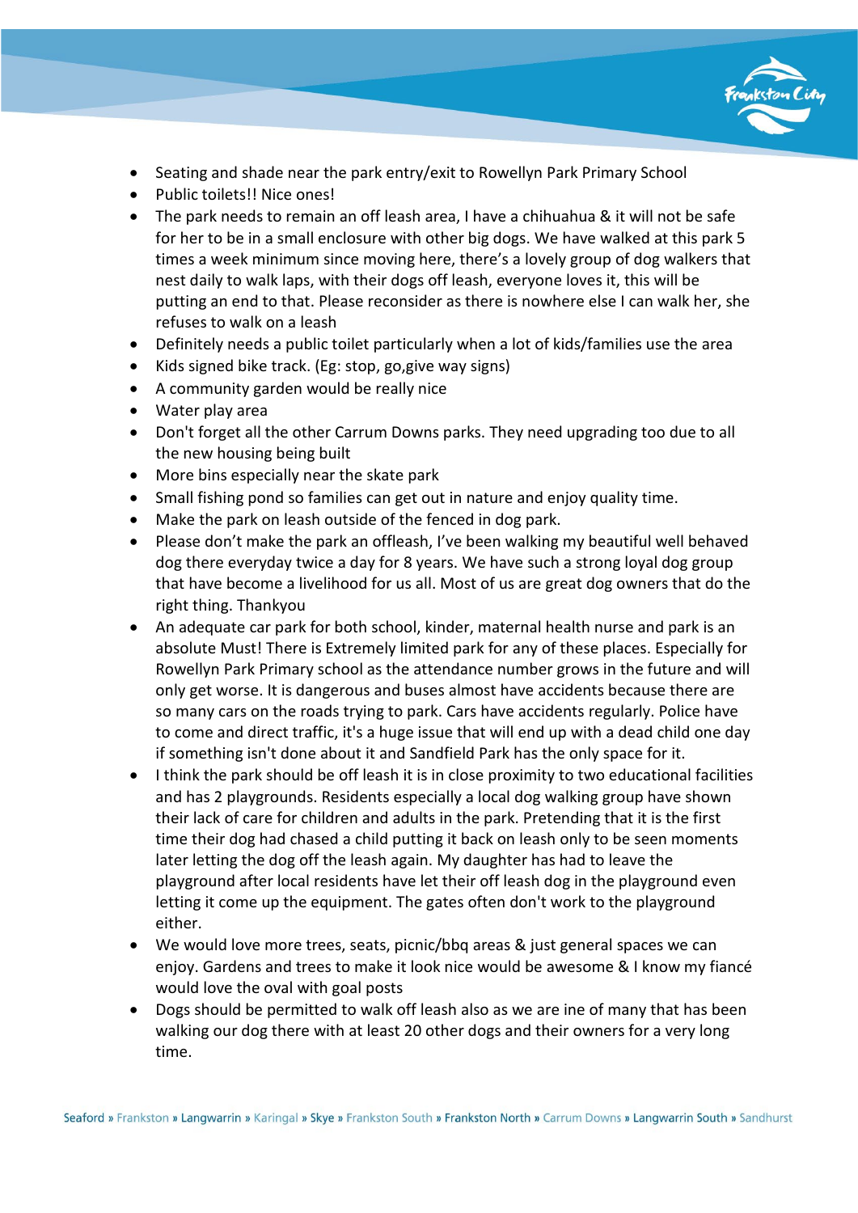- Seating and shade near the park entry/exit to Rowellyn Park Primary School
- Public toilets!! Nice ones!
- The park needs to remain an off leash area, I have a chihuahua & it will not be safe for her to be in a small enclosure with other big dogs. We have walked at this park 5 times a week minimum since moving here, there's a lovely group of dog walkers that nest daily to walk laps, with their dogs off leash, everyone loves it, this will be putting an end to that. Please reconsider as there is nowhere else I can walk her, she refuses to walk on a leash
- Definitely needs a public toilet particularly when a lot of kids/families use the area
- Kids signed bike track. (Eg: stop, go,give way signs)
- A community garden would be really nice
- Water play area
- Don't forget all the other Carrum Downs parks. They need upgrading too due to all the new housing being built
- More bins especially near the skate park
- Small fishing pond so families can get out in nature and enjoy quality time.
- Make the park on leash outside of the fenced in dog park.
- Please don't make the park an offleash, I've been walking my beautiful well behaved dog there everyday twice a day for 8 years. We have such a strong loyal dog group that have become a livelihood for us all. Most of us are great dog owners that do the right thing. Thankyou
- An adequate car park for both school, kinder, maternal health nurse and park is an absolute Must! There is Extremely limited park for any of these places. Especially for Rowellyn Park Primary school as the attendance number grows in the future and will only get worse. It is dangerous and buses almost have accidents because there are so many cars on the roads trying to park. Cars have accidents regularly. Police have to come and direct traffic, it's a huge issue that will end up with a dead child one day if something isn't done about it and Sandfield Park has the only space for it.
- I think the park should be off leash it is in close proximity to two educational facilities and has 2 playgrounds. Residents especially a local dog walking group have shown their lack of care for children and adults in the park. Pretending that it is the first time their dog had chased a child putting it back on leash only to be seen moments later letting the dog off the leash again. My daughter has had to leave the playground after local residents have let their off leash dog in the playground even letting it come up the equipment. The gates often don't work to the playground either.
- We would love more trees, seats, picnic/bbq areas & just general spaces we can enjoy. Gardens and trees to make it look nice would be awesome & I know my fiancé would love the oval with goal posts
- Dogs should be permitted to walk off leash also as we are ine of many that has been walking our dog there with at least 20 other dogs and their owners for a very long time.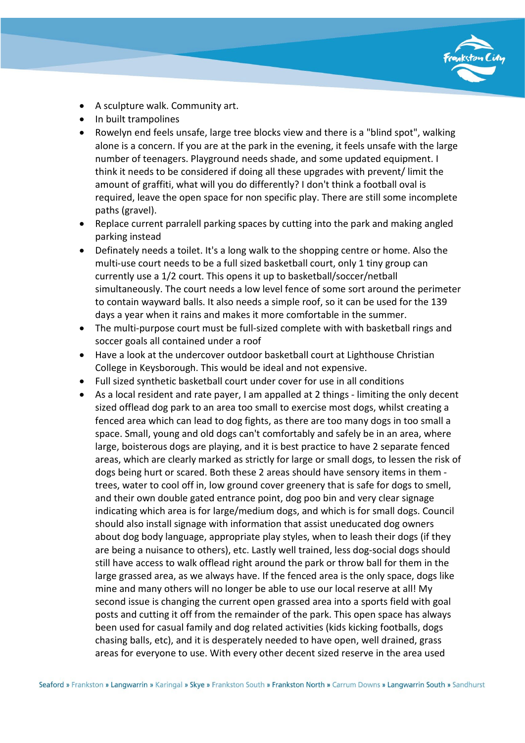- A sculpture walk. Community art.
- In built trampolines
- Rowelyn end feels unsafe, large tree blocks view and there is a "blind spot", walking alone is a concern. If you are at the park in the evening, it feels unsafe with the large number of teenagers. Playground needs shade, and some updated equipment. I think it needs to be considered if doing all these upgrades with prevent/ limit the amount of graffiti, what will you do differently? I don't think a football oval is required, leave the open space for non specific play. There are still some incomplete paths (gravel).
- Replace current parralell parking spaces by cutting into the park and making angled parking instead
- Definately needs a toilet. It's a long walk to the shopping centre or home. Also the multi-use court needs to be a full sized basketball court, only 1 tiny group can currently use a 1/2 court. This opens it up to basketball/soccer/netball simultaneously. The court needs a low level fence of some sort around the perimeter to contain wayward balls. It also needs a simple roof, so it can be used for the 139 days a year when it rains and makes it more comfortable in the summer.
- The multi-purpose court must be full-sized complete with with basketball rings and soccer goals all contained under a roof
- Have a look at the undercover outdoor basketball court at Lighthouse Christian College in Keysborough. This would be ideal and not expensive.
- Full sized synthetic basketball court under cover for use in all conditions
- As a local resident and rate payer, I am appalled at 2 things - limiting the only decent sized offlead dog park to an area too small to exercise most dogs, whilst creating a fenced area which can lead to dog fights, as there are too many dogs in too small a space. Small, young and old dogs can't comfortably and safely be in an area, where large, boisterous dogs are playing, and it is best practice to have 2 separate fenced areas, which are clearly marked as strictly for large or small dogs, to lessen the risk of dogs being hurt or scared. Both these 2 areas should have sensory items in them - trees, water to cool off in, low ground cover greenery that is safe for dogs to smell, and their own double gated entrance point, dog poo bin and very clear signage indicating which area is for large/medium dogs, and which is for small dogs. Council should also install signage with information that assist uneducated dog owners about dog body language, appropriate play styles, when to leash their dogs (if they are being a nuisance to others), etc. Lastly well trained, less dog-social dogs should still have access to walk offlead right around the park or throw ball for them in the large grassed area, as we always have. If the fenced area is the only space, dogs like mine and many others will no longer be able to use our local reserve at all! My second issue is changing the current open grassed area into a sports field with goal posts and cutting it off from the remainder of the park. This open space has always been used for casual family and dog related activities (kids kicking footballs, dogs chasing balls, etc), and it is desperately needed to have open, well drained, grass areas for everyone to use. With every other decent sized reserve in the area used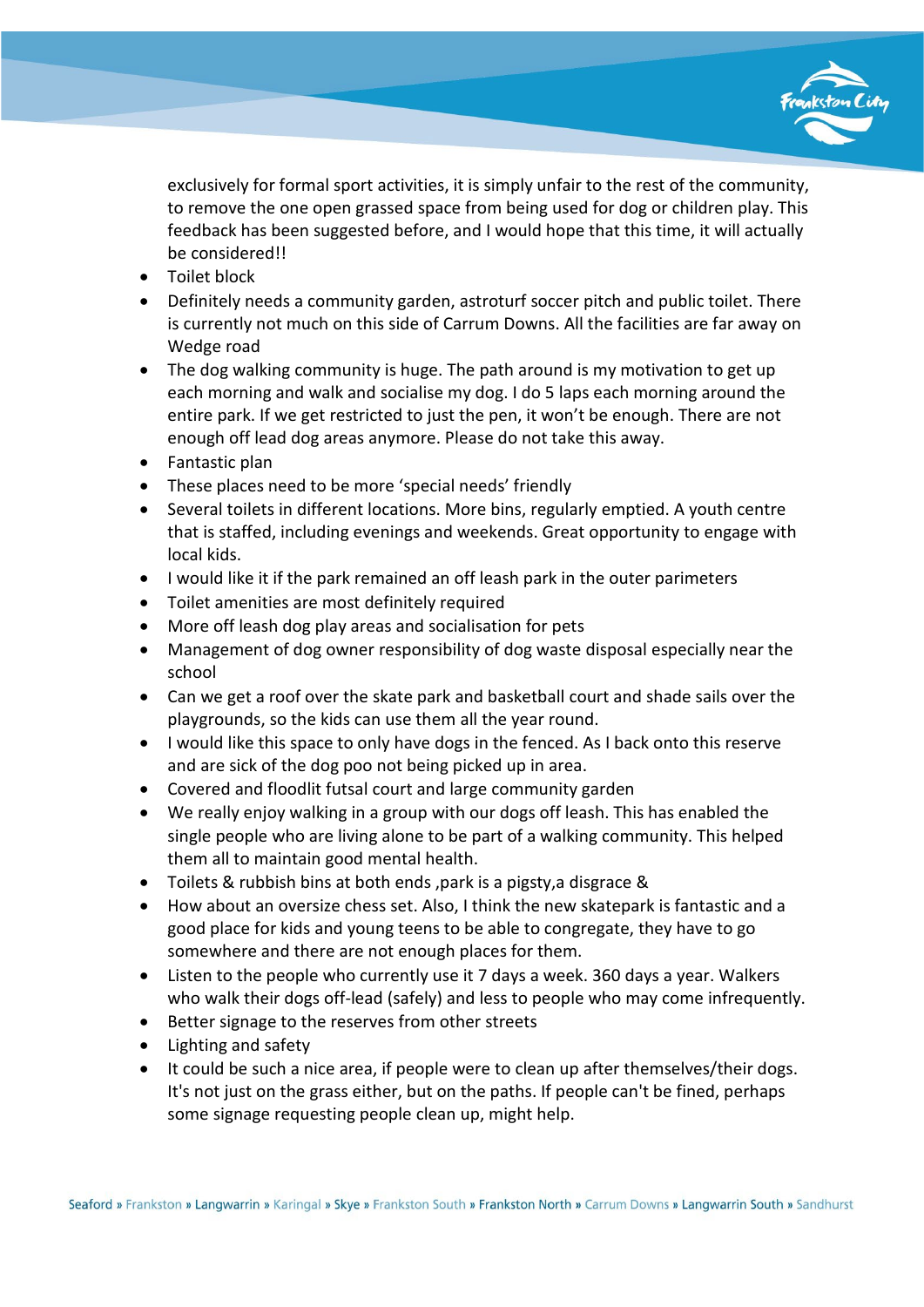exclusively for formal sport activities, it is simply unfair to the rest of the community, to remove the one open grassed space from being used for dog or children play. This feedback has been suggested before, and I would hope that this time, it will actually be considered!!

- Toilet block
- Definitely needs a community garden, astroturf soccer pitch and public toilet. There is currently not much on this side of Carrum Downs. All the facilities are far away on Wedge road
- The dog walking community is huge. The path around is my motivation to get up each morning and walk and socialise my dog. I do 5 laps each morning around the entire park. If we get restricted to just the pen, it won't be enough. There are not enough off lead dog areas anymore. Please do not take this away.
- Fantastic plan
- These places need to be more 'special needs' friendly
- Several toilets in different locations. More bins, regularly emptied. A youth centre that is staffed, including evenings and weekends. Great opportunity to engage with local kids.
- I would like it if the park remained an off leash park in the outer parimeters
- Toilet amenities are most definitely required
- More off leash dog play areas and socialisation for pets
- Management of dog owner responsibility of dog waste disposal especially near the school
- Can we get a roof over the skate park and basketball court and shade sails over the playgrounds, so the kids can use them all the year round.
- I would like this space to only have dogs in the fenced. As I back onto this reserve and are sick of the dog poo not being picked up in area.
- Covered and floodlit futsal court and large community garden
- We really enjoy walking in a group with our dogs off leash. This has enabled the single people who are living alone to be part of a walking community. This helped them all to maintain good mental health.
- Toilets & rubbish bins at both ends ,park is a pigsty,a disgrace &
- How about an oversize chess set. Also, I think the new skatepark is fantastic and a good place for kids and young teens to be able to congregate, they have to go somewhere and there are not enough places for them.
- Listen to the people who currently use it 7 days a week. 360 days a year. Walkers who walk their dogs off-lead (safely) and less to people who may come infrequently.
- Better signage to the reserves from other streets
- Lighting and safety
- It could be such a nice area, if people were to clean up after themselves/their dogs. It's not just on the grass either, but on the paths. If people can't be fined, perhaps some signage requesting people clean up, might help.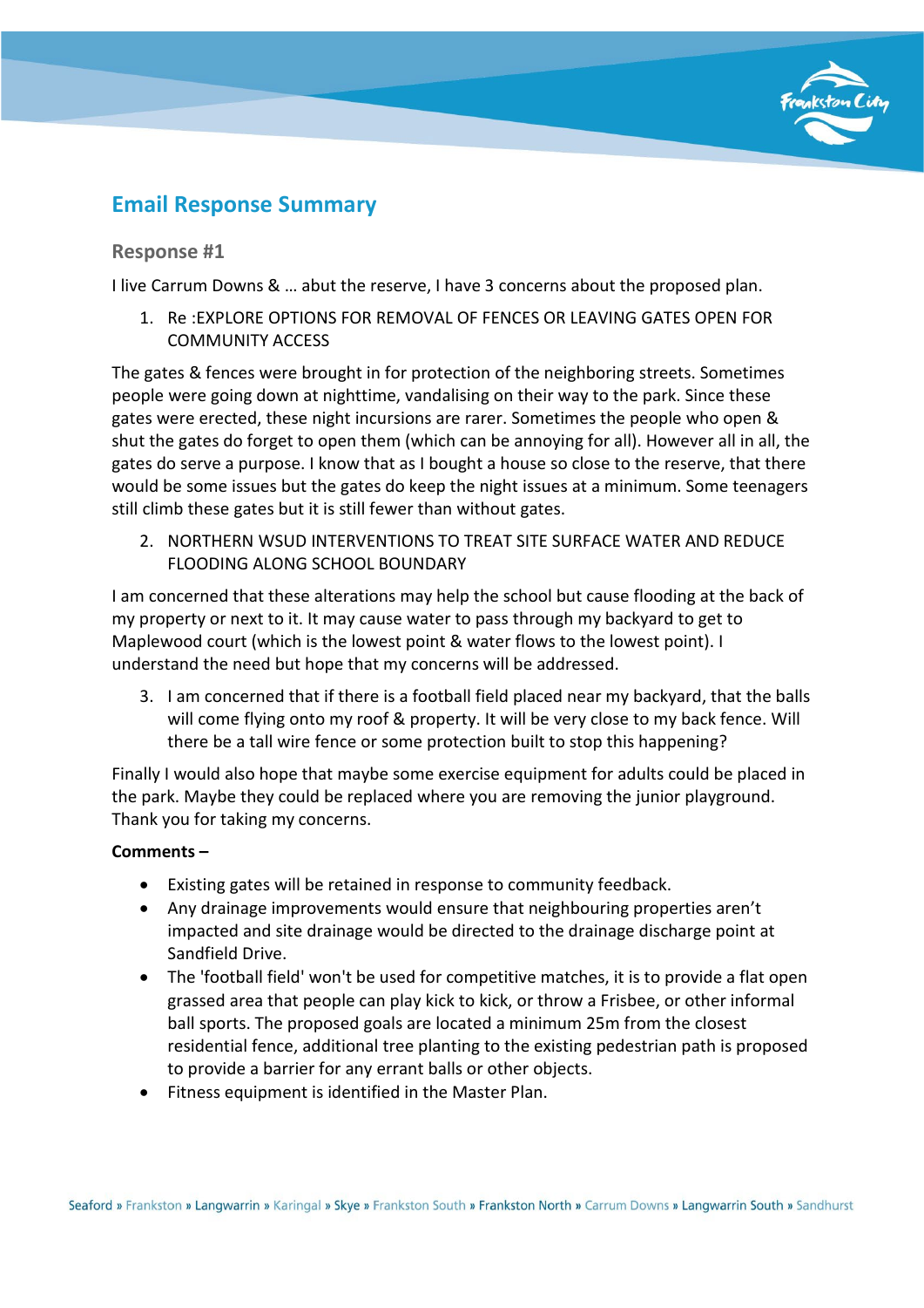## Email Response Summary

### Response #1

I live Carrum Downs & … abut the reserve, I have 3 concerns about the proposed plan.

1. Re :EXPLORE OPTIONS FOR REMOVAL OF FENCES OR LEAVING GATES OPEN FOR COMMUNITY ACCESS

The gates & fences were brought in for protection of the neighboring streets. Sometimes people were going down at nighttime, vandalising on their way to the park. Since these gates were erected, these night incursions are rarer. Sometimes the people who open & shut the gates do forget to open them (which can be annoying for all). However all in all, the gates do serve a purpose. I know that as I bought a house so close to the reserve, that there would be some issues but the gates do keep the night issues at a minimum. Some teenagers still climb these gates but it is still fewer than without gates.

2. NORTHERN WSUD INTERVENTIONS TO TREAT SITE SURFACE WATER AND REDUCE FLOODING ALONG SCHOOL BOUNDARY

I am concerned that these alterations may help the school but cause flooding at the back of my property or next to it. It may cause water to pass through my backyard to get to Maplewood court (which is the lowest point & water flows to the lowest point). I understand the need but hope that my concerns will be addressed.

3. I am concerned that if there is a football field placed near my backyard, that the balls will come flying onto my roof & property. It will be very close to my back fence. Will there be a tall wire fence or some protection built to stop this happening?

Finally I would also hope that maybe some exercise equipment for adults could be placed in the park. Maybe they could be replaced where you are removing the junior playground. Thank you for taking my concerns.

**Comments –**

- Existing gates will be retained in response to community feedback.
- Any drainage improvements would ensure that neighbouring properties aren't impacted and site drainage would be directed to the drainage discharge point at Sandfield Drive.
- The 'football field' won't be used for competitive matches, it is to provide a flat open grassed area that people can play kick to kick, or throw a Frisbee, or other informal ball sports. The proposed goals are located a minimum 25m from the closest residential fence, additional tree planting to the existing pedestrian path is proposed to provide a barrier for any errant balls or other objects.
- Fitness equipment is identified in the Master Plan.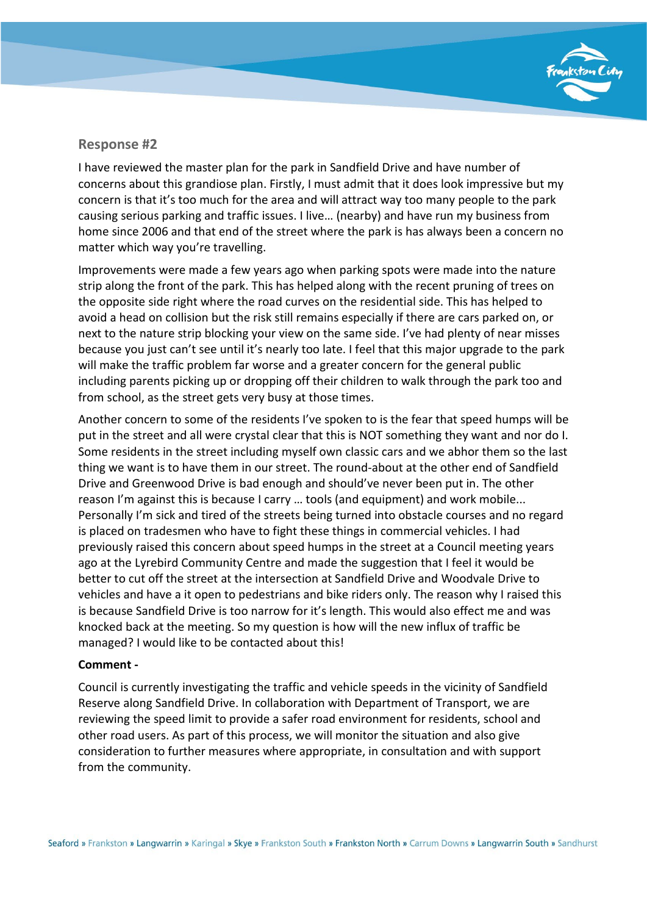## Response #2

I have reviewed the master plan for the park in Sandfield Drive and have number of concerns about this grandiose plan. Firstly, I must admit that it does look impressive but my concern is that it's too much for the area and will attract way too many people to the park causing serious parking and traffic issues. I live… (nearby) and have run my business from home since 2006 and that end of the street where the park is has always been a concern no matter which way you're travelling.

Improvements were made a few years ago when parking spots were made into the nature strip along the front of the park. This has helped along with the recent pruning of trees on the opposite side right where the road curves on the residential side. This has helped to avoid a head on collision but the risk still remains especially if there are cars parked on, or next to the nature strip blocking your view on the same side. I've had plenty of near misses because you just can't see until it's nearly too late. I feel that this major upgrade to the park will make the traffic problem far worse and a greater concern for the general public including parents picking up or dropping off their children to walk through the park too and from school, as the street gets very busy at those times.

Another concern to some of the residents I've spoken to is the fear that speed humps will be put in the street and all were crystal clear that this is NOT something they want and nor do I. Some residents in the street including myself own classic cars and we abhor them so the last thing we want is to have them in our street. The round-about at the other end of Sandfield Drive and Greenwood Drive is bad enough and should've never been put in. The other reason I'm against this is because I carry … tools (and equipment) and work mobile... Personally I'm sick and tired of the streets being turned into obstacle courses and no regard is placed on tradesmen who have to fight these things in commercial vehicles. I had previously raised this concern about speed humps in the street at a Council meeting years ago at the Lyrebird Community Centre and made the suggestion that I feel it would be better to cut off the street at the intersection at Sandfield Drive and Woodvale Drive to vehicles and have a it open to pedestrians and bike riders only. The reason why I raised this is because Sandfield Drive is too narrow for it's length. This would also effect me and was knocked back at the meeting. So my question is how will the new influx of traffic be managed? I would like to be contacted about this!

**Comment -**

Council is currently investigating the traffic and vehicle speeds in the vicinity of Sandfield Reserve along Sandfield Drive. In collaboration with Department of Transport, we are reviewing the speed limit to provide a safer road environment for residents, school and other road users. As part of this process, we will monitor the situation and also give consideration to further measures where appropriate, in consultation and with support from the community.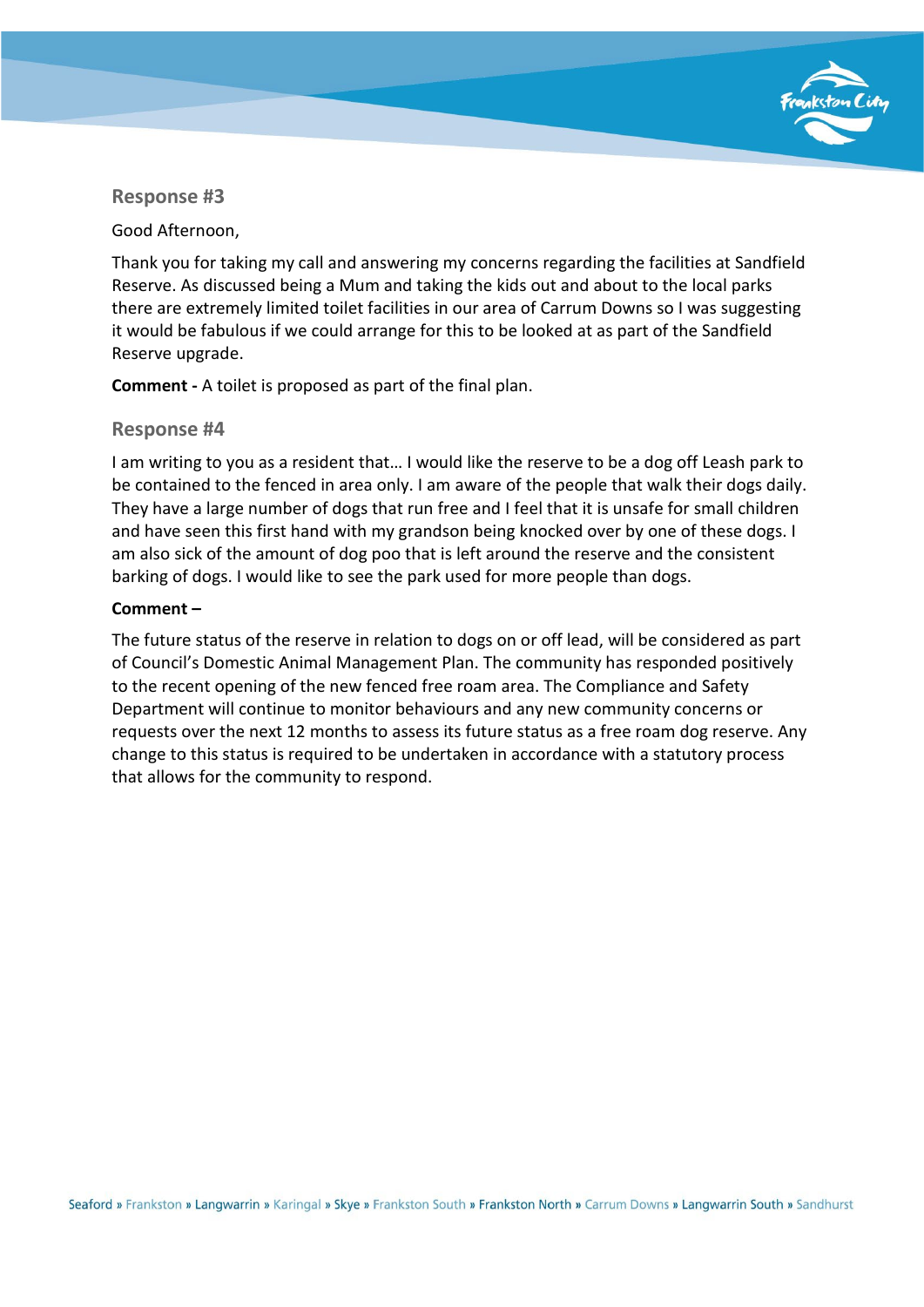## Response #3

Good Afternoon,

Thank you for taking my call and answering my concerns regarding the facilities at Sandfield Reserve. As discussed being a Mum and taking the kids out and about to the local parks there are extremely limited toilet facilities in our area of Carrum Downs so I was suggesting it would be fabulous if we could arrange for this to be looked at as part of the Sandfield Reserve upgrade.

**Comment -** A toilet is proposed as part of the final plan.

## Response #4

I am writing to you as a resident that… I would like the reserve to be a dog off Leash park to be contained to the fenced in area only. I am aware of the people that walk their dogs daily. They have a large number of dogs that run free and I feel that it is unsafe for small children and have seen this first hand with my grandson being knocked over by one of these dogs. I am also sick of the amount of dog poo that is left around the reserve and the consistent barking of dogs. I would like to see the park used for more people than dogs.

**Comment –**

The future status of the reserve in relation to dogs on or off lead, will be considered as part of Council's Domestic Animal Management Plan. The community has responded positively to the recent opening of the new fenced free roam area. The Compliance and Safety Department will continue to monitor behaviours and any new community concerns or requests over the next 12 months to assess its future status as a free roam dog reserve. Any change to this status is required to be undertaken in accordance with a statutory process that allows for the community to respond.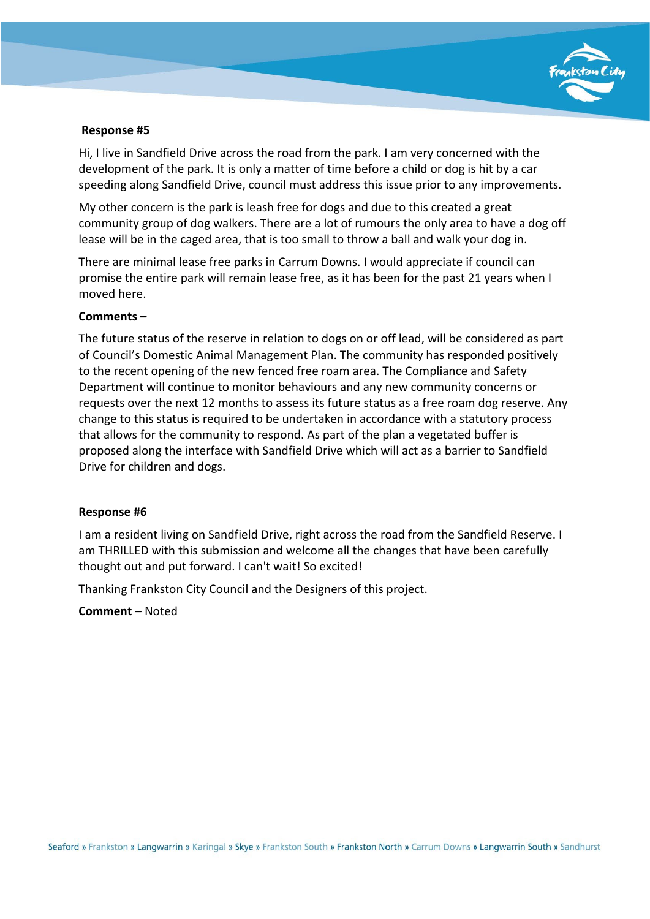**Response #5**

Hi, I live in Sandfield Drive across the road from the park. I am very concerned with the development of the park. It is only a matter of time before a child or dog is hit by a car speeding along Sandfield Drive, council must address this issue prior to any improvements.

My other concern is the park is leash free for dogs and due to this created a great community group of dog walkers. There are a lot of rumours the only area to have a dog off lease will be in the caged area, that is too small to throw a ball and walk your dog in.

There are minimal lease free parks in Carrum Downs. I would appreciate if council can promise the entire park will remain lease free, as it has been for the past 21 years when I moved here.

**Comments –**

The future status of the reserve in relation to dogs on or off lead, will be considered as part of Council's Domestic Animal Management Plan. The community has responded positively to the recent opening of the new fenced free roam area. The Compliance and Safety Department will continue to monitor behaviours and any new community concerns or requests over the next 12 months to assess its future status as a free roam dog reserve. Any change to this status is required to be undertaken in accordance with a statutory process that allows for the community to respond. As part of the plan a vegetated buffer is proposed along the interface with Sandfield Drive which will act as a barrier to Sandfield Drive for children and dogs.

**Response #6**

I am a resident living on Sandfield Drive, right across the road from the Sandfield Reserve. I am THRILLED with this submission and welcome all the changes that have been carefully thought out and put forward. I can't wait! So excited!

Thanking Frankston City Council and the Designers of this project.

**Comment –** Noted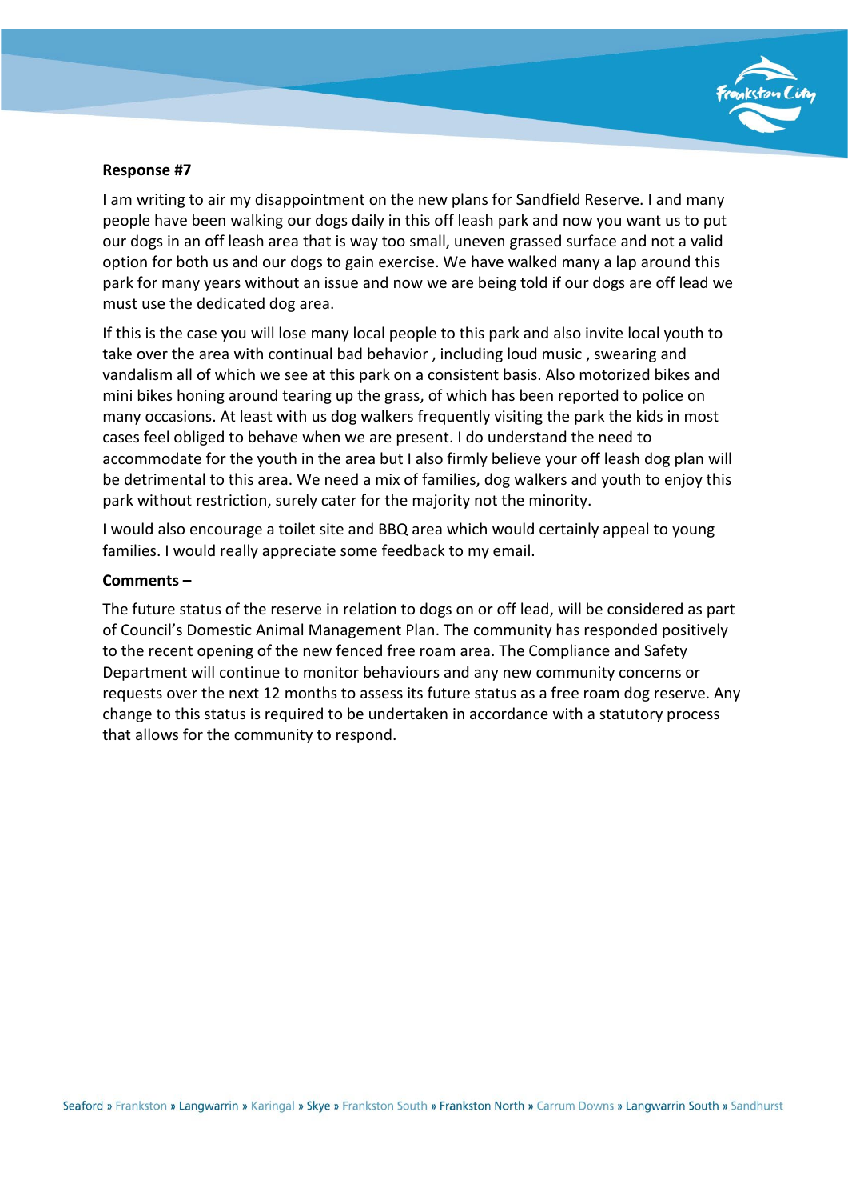**Response #7**

I am writing to air my disappointment on the new plans for Sandfield Reserve. I and many people have been walking our dogs daily in this off leash park and now you want us to put our dogs in an off leash area that is way too small, uneven grassed surface and not a valid option for both us and our dogs to gain exercise. We have walked many a lap around this park for many years without an issue and now we are being told if our dogs are off lead we must use the dedicated dog area.

If this is the case you will lose many local people to this park and also invite local youth to take over the area with continual bad behavior , including loud music , swearing and vandalism all of which we see at this park on a consistent basis. Also motorized bikes and mini bikes honing around tearing up the grass, of which has been reported to police on many occasions. At least with us dog walkers frequently visiting the park the kids in most cases feel obliged to behave when we are present. I do understand the need to accommodate for the youth in the area but I also firmly believe your off leash dog plan will be detrimental to this area. We need a mix of families, dog walkers and youth to enjoy this park without restriction, surely cater for the majority not the minority.

I would also encourage a toilet site and BBQ area which would certainly appeal to young families. I would really appreciate some feedback to my email.

**Comments –**

The future status of the reserve in relation to dogs on or off lead, will be considered as part of Council's Domestic Animal Management Plan. The community has responded positively to the recent opening of the new fenced free roam area. The Compliance and Safety Department will continue to monitor behaviours and any new community concerns or requests over the next 12 months to assess its future status as a free roam dog reserve. Any change to this status is required to be undertaken in accordance with a statutory process that allows for the community to respond.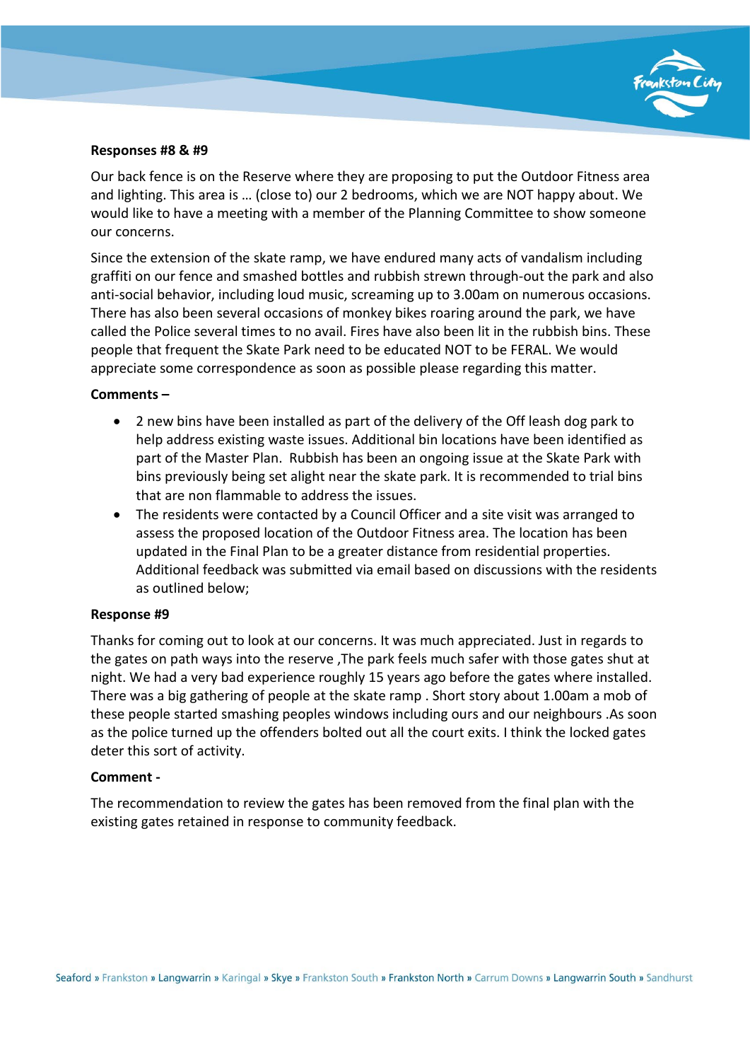**Responses #8 & #9**

Our back fence is on the Reserve where they are proposing to put the Outdoor Fitness area and lighting. This area is … (close to) our 2 bedrooms, which we are NOT happy about. We would like to have a meeting with a member of the Planning Committee to show someone our concerns.

Since the extension of the skate ramp, we have endured many acts of vandalism including graffiti on our fence and smashed bottles and rubbish strewn through-out the park and also anti-social behavior, including loud music, screaming up to 3.00am on numerous occasions. There has also been several occasions of monkey bikes roaring around the park, we have called the Police several times to no avail. Fires have also been lit in the rubbish bins. These people that frequent the Skate Park need to be educated NOT to be FERAL. We would appreciate some correspondence as soon as possible please regarding this matter.

**Comments –**

- 2 new bins have been installed as part of the delivery of the Off leash dog park to help address existing waste issues. Additional bin locations have been identified as part of the Master Plan. Rubbish has been an ongoing issue at the Skate Park with bins previously being set alight near the skate park. It is recommended to trial bins that are non flammable to address the issues.
- The residents were contacted by a Council Officer and a site visit was arranged to assess the proposed location of the Outdoor Fitness area. The location has been updated in the Final Plan to be a greater distance from residential properties. Additional feedback was submitted via email based on discussions with the residents as outlined below;

**Response #9**

Thanks for coming out to look at our concerns. It was much appreciated. Just in regards to the gates on path ways into the reserve ,The park feels much safer with those gates shut at night. We had a very bad experience roughly 15 years ago before the gates where installed. There was a big gathering of people at the skate ramp . Short story about 1.00am a mob of these people started smashing peoples windows including ours and our neighbours .As soon as the police turned up the offenders bolted out all the court exits. I think the locked gates deter this sort of activity.

**Comment -**

The recommendation to review the gates has been removed from the final plan with the existing gates retained in response to community feedback.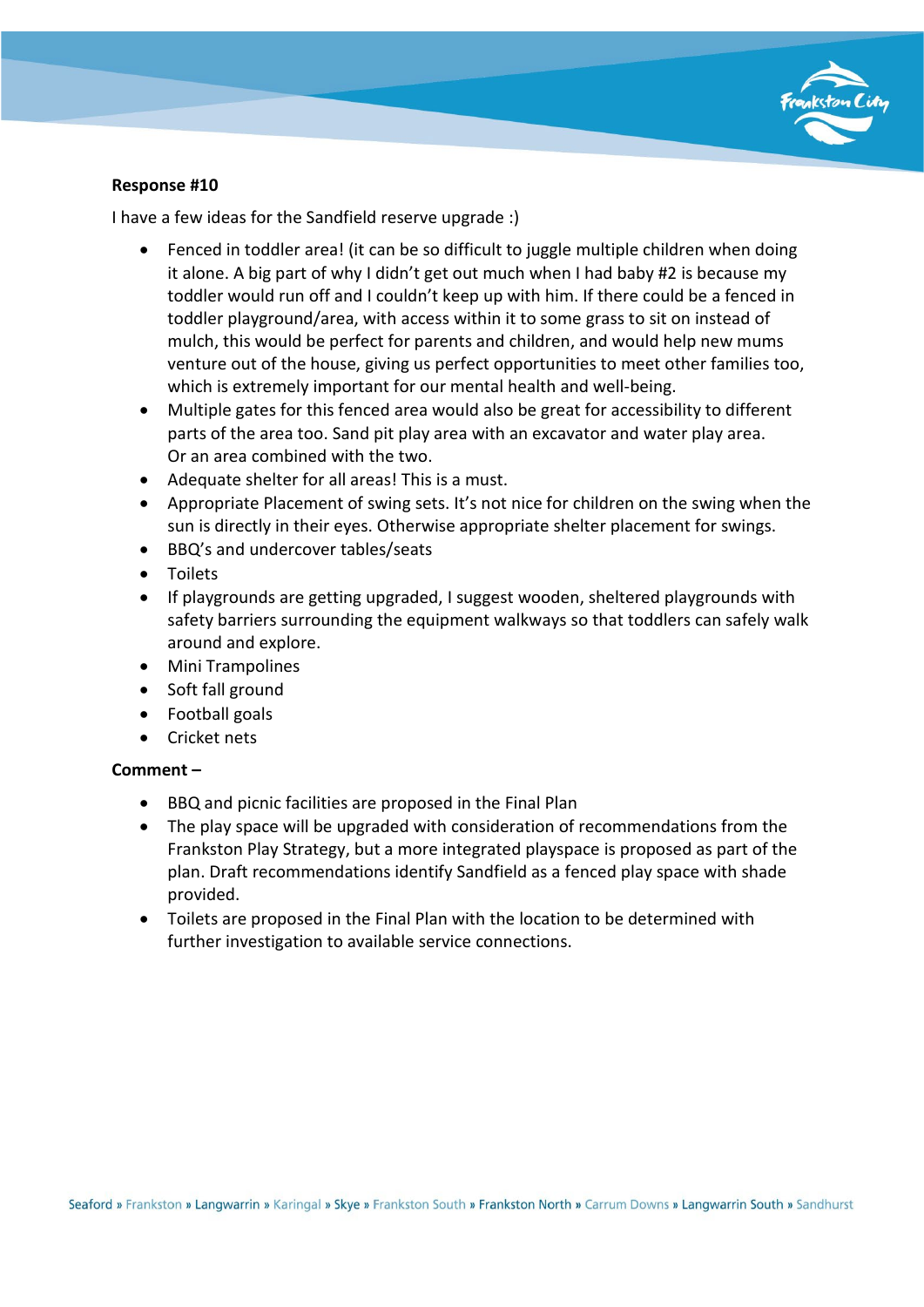**Response #10**

I have a few ideas for the Sandfield reserve upgrade :)

- Fenced in toddler area! (it can be so difficult to juggle multiple children when doing it alone. A big part of why I didn't get out much when I had baby #2 is because my toddler would run off and I couldn't keep up with him. If there could be a fenced in toddler playground/area, with access within it to some grass to sit on instead of mulch, this would be perfect for parents and children, and would help new mums venture out of the house, giving us perfect opportunities to meet other families too, which is extremely important for our mental health and well-being.
- Multiple gates for this fenced area would also be great for accessibility to different parts of the area too. Sand pit play area with an excavator and water play area. Or an area combined with the two.
- Adequate shelter for all areas! This is a must.
- Appropriate Placement of swing sets. It's not nice for children on the swing when the sun is directly in their eyes. Otherwise appropriate shelter placement for swings.
- BBQ's and undercover tables/seats
- Toilets
- If playgrounds are getting upgraded, I suggest wooden, sheltered playgrounds with safety barriers surrounding the equipment walkways so that toddlers can safely walk around and explore.
- Mini Trampolines
- Soft fall ground
- Football goals
- Cricket nets

**Comment –**

- BBQ and picnic facilities are proposed in the Final Plan
- The play space will be upgraded with consideration of recommendations from the Frankston Play Strategy, but a more integrated playspace is proposed as part of the plan. Draft recommendations identify Sandfield as a fenced play space with shade provided.
- Toilets are proposed in the Final Plan with the location to be determined with further investigation to available service connections.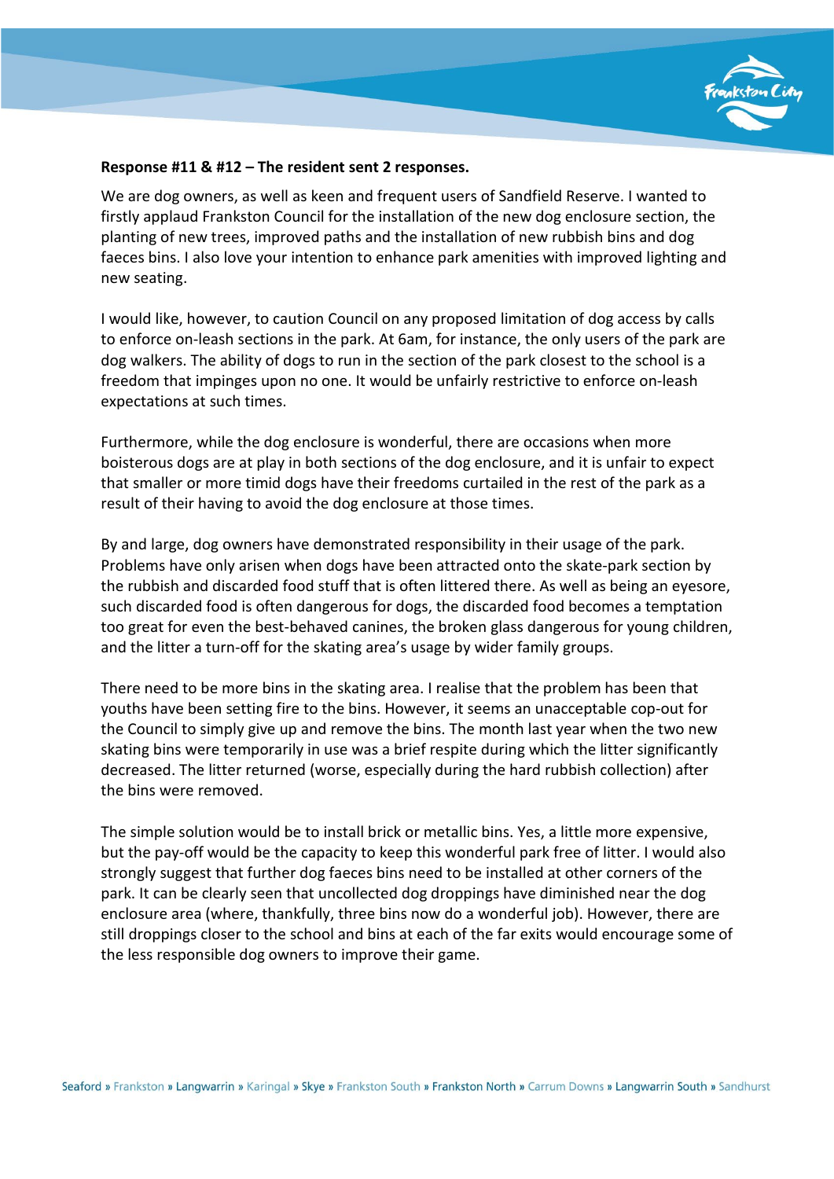**Response #11 & #12 – The resident sent 2 responses.**

We are dog owners, as well as keen and frequent users of Sandfield Reserve. I wanted to firstly applaud Frankston Council for the installation of the new dog enclosure section, the planting of new trees, improved paths and the installation of new rubbish bins and dog faeces bins. I also love your intention to enhance park amenities with improved lighting and new seating.

I would like, however, to caution Council on any proposed limitation of dog access by calls to enforce on-leash sections in the park. At 6am, for instance, the only users of the park are dog walkers. The ability of dogs to run in the section of the park closest to the school is a freedom that impinges upon no one. It would be unfairly restrictive to enforce on-leash expectations at such times.

Furthermore, while the dog enclosure is wonderful, there are occasions when more boisterous dogs are at play in both sections of the dog enclosure, and it is unfair to expect that smaller or more timid dogs have their freedoms curtailed in the rest of the park as a result of their having to avoid the dog enclosure at those times.

By and large, dog owners have demonstrated responsibility in their usage of the park. Problems have only arisen when dogs have been attracted onto the skate-park section by the rubbish and discarded food stuff that is often littered there. As well as being an eyesore, such discarded food is often dangerous for dogs, the discarded food becomes a temptation too great for even the best-behaved canines, the broken glass dangerous for young children, and the litter a turn-off for the skating area's usage by wider family groups.

There need to be more bins in the skating area. I realise that the problem has been that youths have been setting fire to the bins. However, it seems an unacceptable cop-out for the Council to simply give up and remove the bins. The month last year when the two new skating bins were temporarily in use was a brief respite during which the litter significantly decreased. The litter returned (worse, especially during the hard rubbish collection) after the bins were removed.

The simple solution would be to install brick or metallic bins. Yes, a little more expensive, but the pay-off would be the capacity to keep this wonderful park free of litter. I would also strongly suggest that further dog faeces bins need to be installed at other corners of the park. It can be clearly seen that uncollected dog droppings have diminished near the dog enclosure area (where, thankfully, three bins now do a wonderful job). However, there are still droppings closer to the school and bins at each of the far exits would encourage some of the less responsible dog owners to improve their game.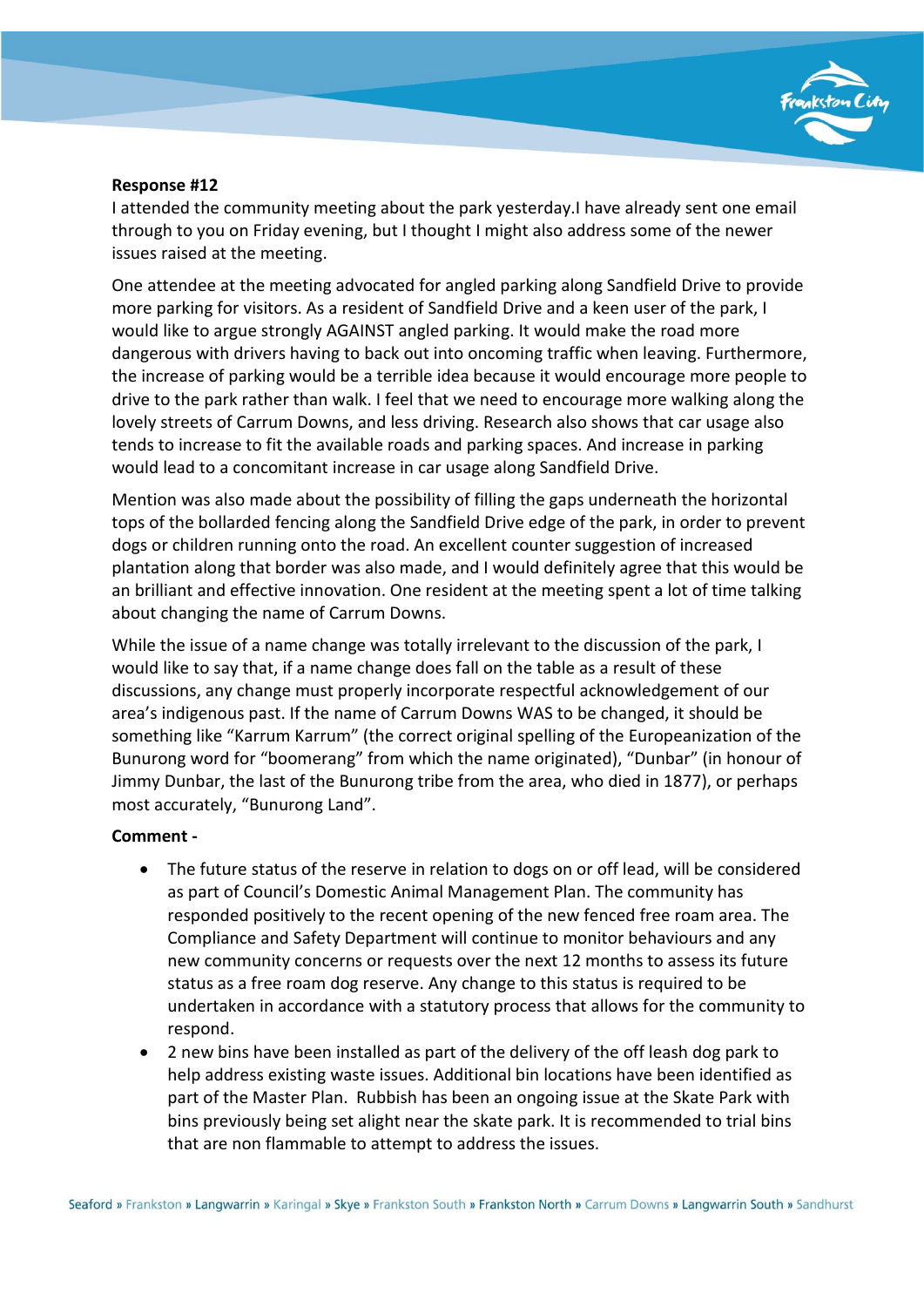**Response #12**

I attended the community meeting about the park yesterday.I have already sent one email through to you on Friday evening, but I thought I might also address some of the newer issues raised at the meeting.

One attendee at the meeting advocated for angled parking along Sandfield Drive to provide more parking for visitors. As a resident of Sandfield Drive and a keen user of the park, I would like to argue strongly AGAINST angled parking. It would make the road more dangerous with drivers having to back out into oncoming traffic when leaving. Furthermore, the increase of parking would be a terrible idea because it would encourage more people to drive to the park rather than walk. I feel that we need to encourage more walking along the lovely streets of Carrum Downs, and less driving. Research also shows that car usage also tends to increase to fit the available roads and parking spaces. And increase in parking would lead to a concomitant increase in car usage along Sandfield Drive.

Mention was also made about the possibility of filling the gaps underneath the horizontal tops of the bollarded fencing along the Sandfield Drive edge of the park, in order to prevent dogs or children running onto the road. An excellent counter suggestion of increased plantation along that border was also made, and I would definitely agree that this would be an brilliant and effective innovation. One resident at the meeting spent a lot of time talking about changing the name of Carrum Downs.

While the issue of a name change was totally irrelevant to the discussion of the park, I would like to say that, if a name change does fall on the table as a result of these discussions, any change must properly incorporate respectful acknowledgement of our area's indigenous past. If the name of Carrum Downs WAS to be changed, it should be something like "Karrum Karrum" (the correct original spelling of the Europeanization of the Bunurong word for "boomerang" from which the name originated), "Dunbar" (in honour of Jimmy Dunbar, the last of the Bunurong tribe from the area, who died in 1877), or perhaps most accurately, "Bunurong Land".

**Comment -**

- The future status of the reserve in relation to dogs on or off lead, will be considered as part of Council's Domestic Animal Management Plan. The community has responded positively to the recent opening of the new fenced free roam area. The Compliance and Safety Department will continue to monitor behaviours and any new community concerns or requests over the next 12 months to assess its future status as a free roam dog reserve. Any change to this status is required to be undertaken in accordance with a statutory process that allows for the community to respond.
- 2 new bins have been installed as part of the delivery of the off leash dog park to help address existing waste issues. Additional bin locations have been identified as part of the Master Plan. Rubbish has been an ongoing issue at the Skate Park with bins previously being set alight near the skate park. It is recommended to trial bins that are non flammable to attempt to address the issues.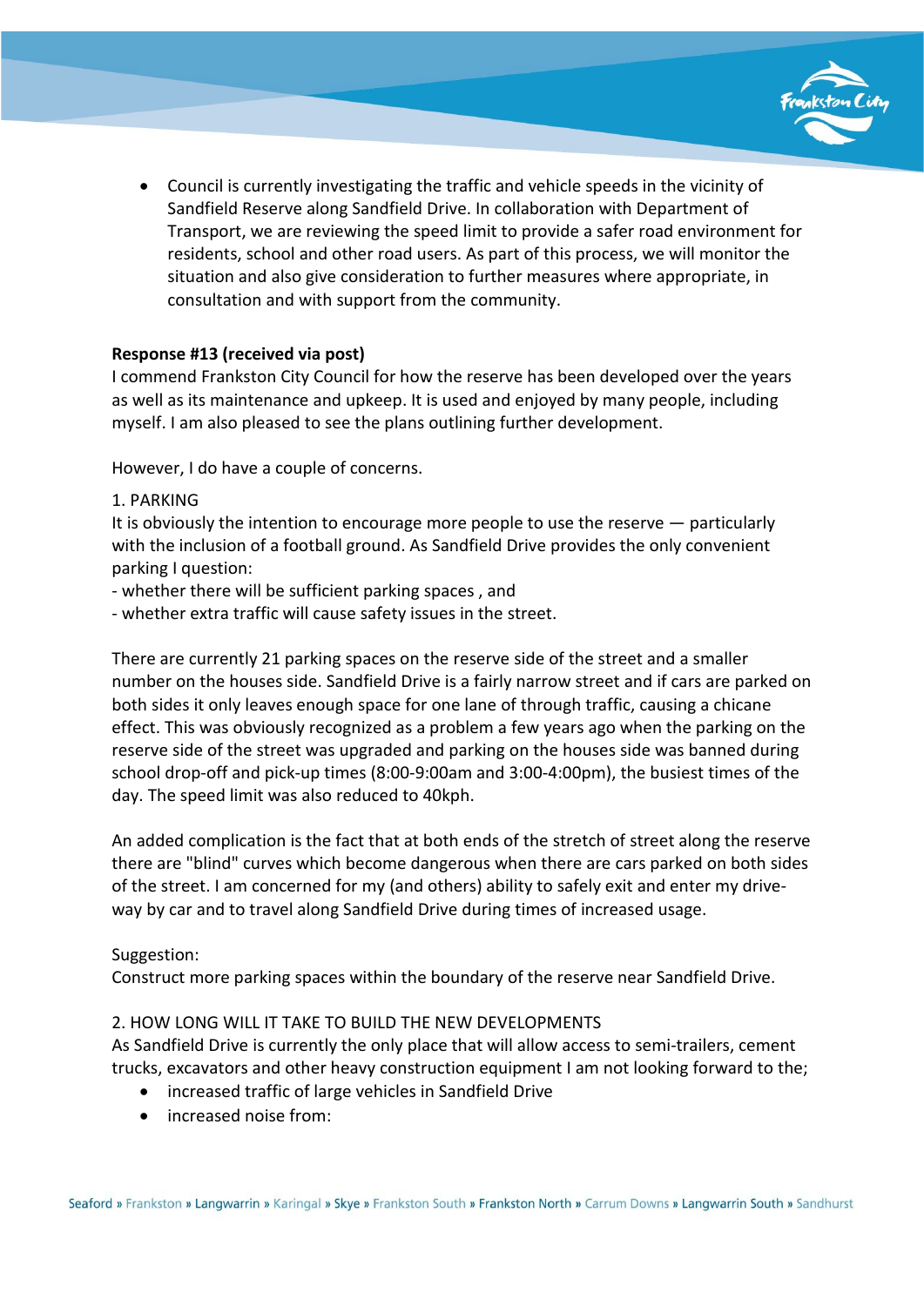- Council is currently investigating the traffic and vehicle speeds in the vicinity of Sandfield Reserve along Sandfield Drive. In collaboration with Department of Transport, we are reviewing the speed limit to provide a safer road environment for residents, school and other road users. As part of this process, we will monitor the situation and also give consideration to further measures where appropriate, in consultation and with support from the community.

**Response #13 (received via post)**

I commend Frankston City Council for how the reserve has been developed over the years as well as its maintenance and upkeep. It is used and enjoyed by many people, including myself. I am also pleased to see the plans outlining further development.

However, I do have a couple of concerns.

1. PARKING

It is obviously the intention to encourage more people to use the reserve — particularly with the inclusion of a football ground. As Sandfield Drive provides the only convenient parking I question:
- whether there will be sufficient parking spaces , and
- whether extra traffic will cause safety issues in the street.

There are currently 21 parking spaces on the reserve side of the street and a smaller number on the houses side. Sandfield Drive is a fairly narrow street and if cars are parked on both sides it only leaves enough space for one lane of through traffic, causing a chicane effect. This was obviously recognized as a problem a few years ago when the parking on the reserve side of the street was upgraded and parking on the houses side was banned during school drop-off and pick-up times (8:00-9:00am and 3:00-4:00pm), the busiest times of the day. The speed limit was also reduced to 40kph.

An added complication is the fact that at both ends of the stretch of street along the reserve there are "blind" curves which become dangerous when there are cars parked on both sides of the street. I am concerned for my (and others) ability to safely exit and enter my drive-way by car and to travel along Sandfield Drive during times of increased usage.

Suggestion:
Construct more parking spaces within the boundary of the reserve near Sandfield Drive.

2. HOW LONG WILL IT TAKE TO BUILD THE NEW DEVELOPMENTS

As Sandfield Drive is currently the only place that will allow access to semi-trailers, cement trucks, excavators and other heavy construction equipment I am not looking forward to the;

- increased traffic of large vehicles in Sandfield Drive
- increased noise from: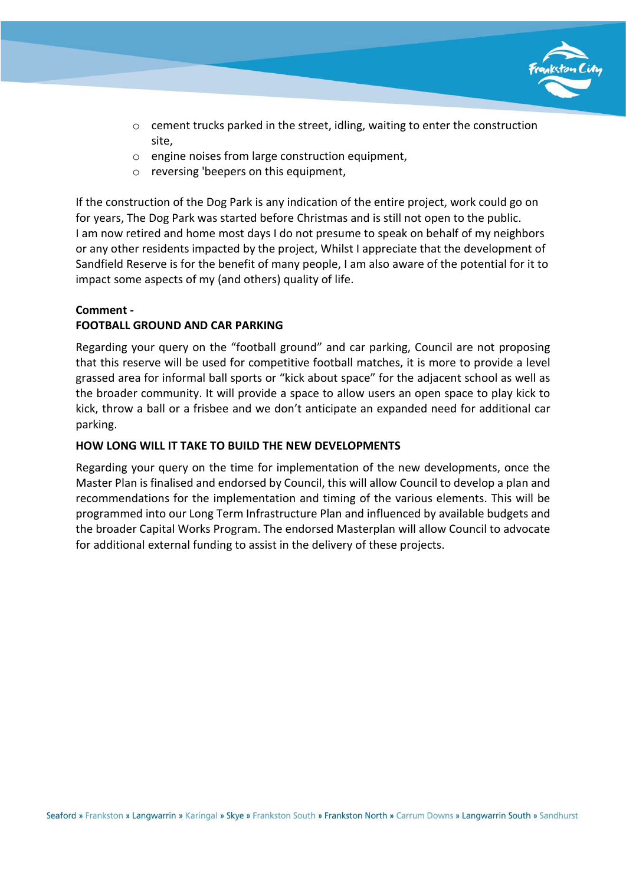- cement trucks parked in the street, idling, waiting to enter the construction site,
- engine noises from large construction equipment,
- reversing 'beepers on this equipment,

If the construction of the Dog Park is any indication of the entire project, work could go on for years, The Dog Park was started before Christmas and is still not open to the public.
I am now retired and home most days I do not presume to speak on behalf of my neighbors or any other residents impacted by the project, Whilst I appreciate that the development of Sandfield Reserve is for the benefit of many people, I am also aware of the potential for it to impact some aspects of my (and others) quality of life.

**Comment -**
**FOOTBALL GROUND AND CAR PARKING**

Regarding your query on the "football ground" and car parking, Council are not proposing that this reserve will be used for competitive football matches, it is more to provide a level grassed area for informal ball sports or "kick about space" for the adjacent school as well as the broader community. It will provide a space to allow users an open space to play kick to kick, throw a ball or a frisbee and we don't anticipate an expanded need for additional car parking.

**HOW LONG WILL IT TAKE TO BUILD THE NEW DEVELOPMENTS**

Regarding your query on the time for implementation of the new developments, once the Master Plan is finalised and endorsed by Council, this will allow Council to develop a plan and recommendations for the implementation and timing of the various elements. This will be programmed into our Long Term Infrastructure Plan and influenced by available budgets and the broader Capital Works Program. The endorsed Masterplan will allow Council to advocate for additional external funding to assist in the delivery of these projects.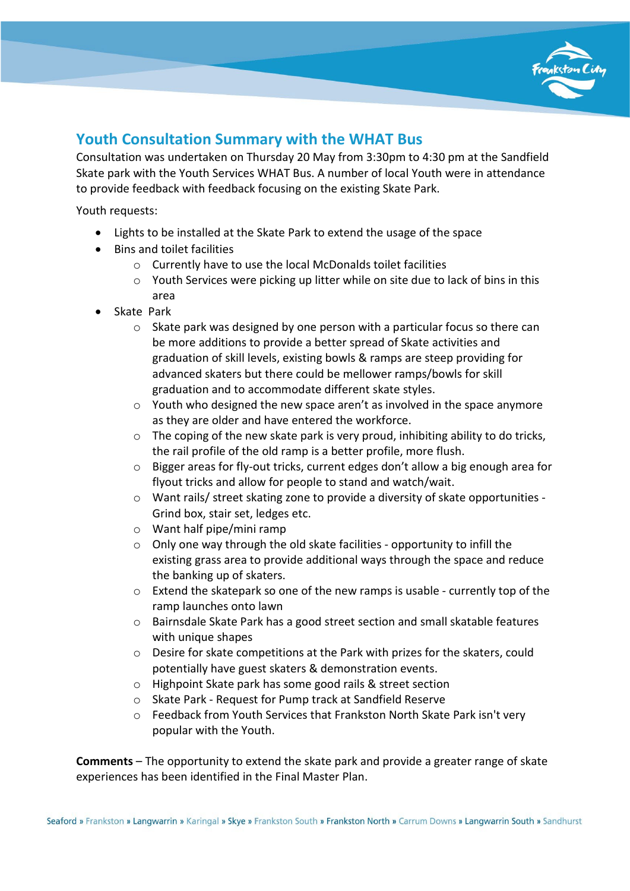## Youth Consultation Summary with the WHAT Bus

Consultation was undertaken on Thursday 20 May from 3:30pm to 4:30 pm at the Sandfield Skate park with the Youth Services WHAT Bus. A number of local Youth were in attendance to provide feedback with feedback focusing on the existing Skate Park.

Youth requests:

- Lights to be installed at the Skate Park to extend the usage of the space
- Bins and toilet facilities
  - Currently have to use the local McDonalds toilet facilities
  - Youth Services were picking up litter while on site due to lack of bins in this area
- Skate Park
  - Skate park was designed by one person with a particular focus so there can be more additions to provide a better spread of Skate activities and graduation of skill levels, existing bowls & ramps are steep providing for advanced skaters but there could be mellower ramps/bowls for skill graduation and to accommodate different skate styles.
  - Youth who designed the new space aren't as involved in the space anymore as they are older and have entered the workforce.
  - The coping of the new skate park is very proud, inhibiting ability to do tricks, the rail profile of the old ramp is a better profile, more flush.
  - Bigger areas for fly-out tricks, current edges don't allow a big enough area for flyout tricks and allow for people to stand and watch/wait.
  - Want rails/ street skating zone to provide a diversity of skate opportunities - Grind box, stair set, ledges etc.
  - Want half pipe/mini ramp
  - Only one way through the old skate facilities - opportunity to infill the existing grass area to provide additional ways through the space and reduce the banking up of skaters.
  - Extend the skatepark so one of the new ramps is usable - currently top of the ramp launches onto lawn
  - Bairnsdale Skate Park has a good street section and small skatable features with unique shapes
  - Desire for skate competitions at the Park with prizes for the skaters, could potentially have guest skaters & demonstration events.
  - Highpoint Skate park has some good rails & street section
  - Skate Park - Request for Pump track at Sandfield Reserve
  - Feedback from Youth Services that Frankston North Skate Park isn't very popular with the Youth.

**Comments** – The opportunity to extend the skate park and provide a greater range of skate experiences has been identified in the Final Master Plan.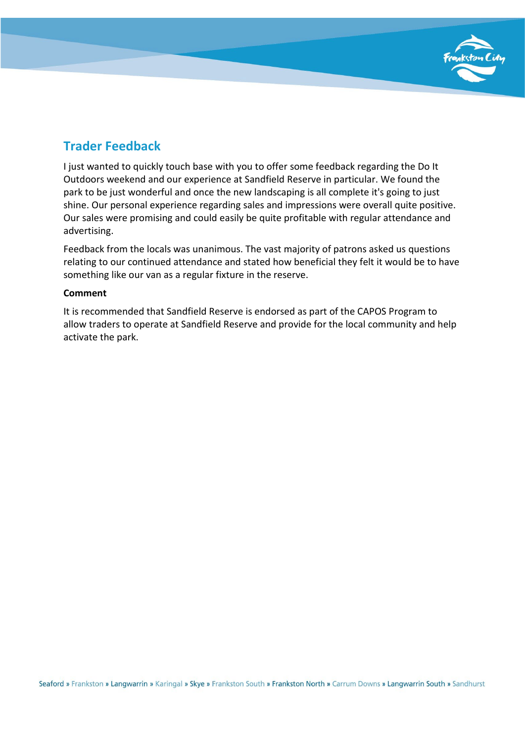## Trader Feedback

I just wanted to quickly touch base with you to offer some feedback regarding the Do It Outdoors weekend and our experience at Sandfield Reserve in particular. We found the park to be just wonderful and once the new landscaping is all complete it's going to just shine. Our personal experience regarding sales and impressions were overall quite positive. Our sales were promising and could easily be quite profitable with regular attendance and advertising.

Feedback from the locals was unanimous. The vast majority of patrons asked us questions relating to our continued attendance and stated how beneficial they felt it would be to have something like our van as a regular fixture in the reserve.

**Comment**

It is recommended that Sandfield Reserve is endorsed as part of the CAPOS Program to allow traders to operate at Sandfield Reserve and provide for the local community and help activate the park.